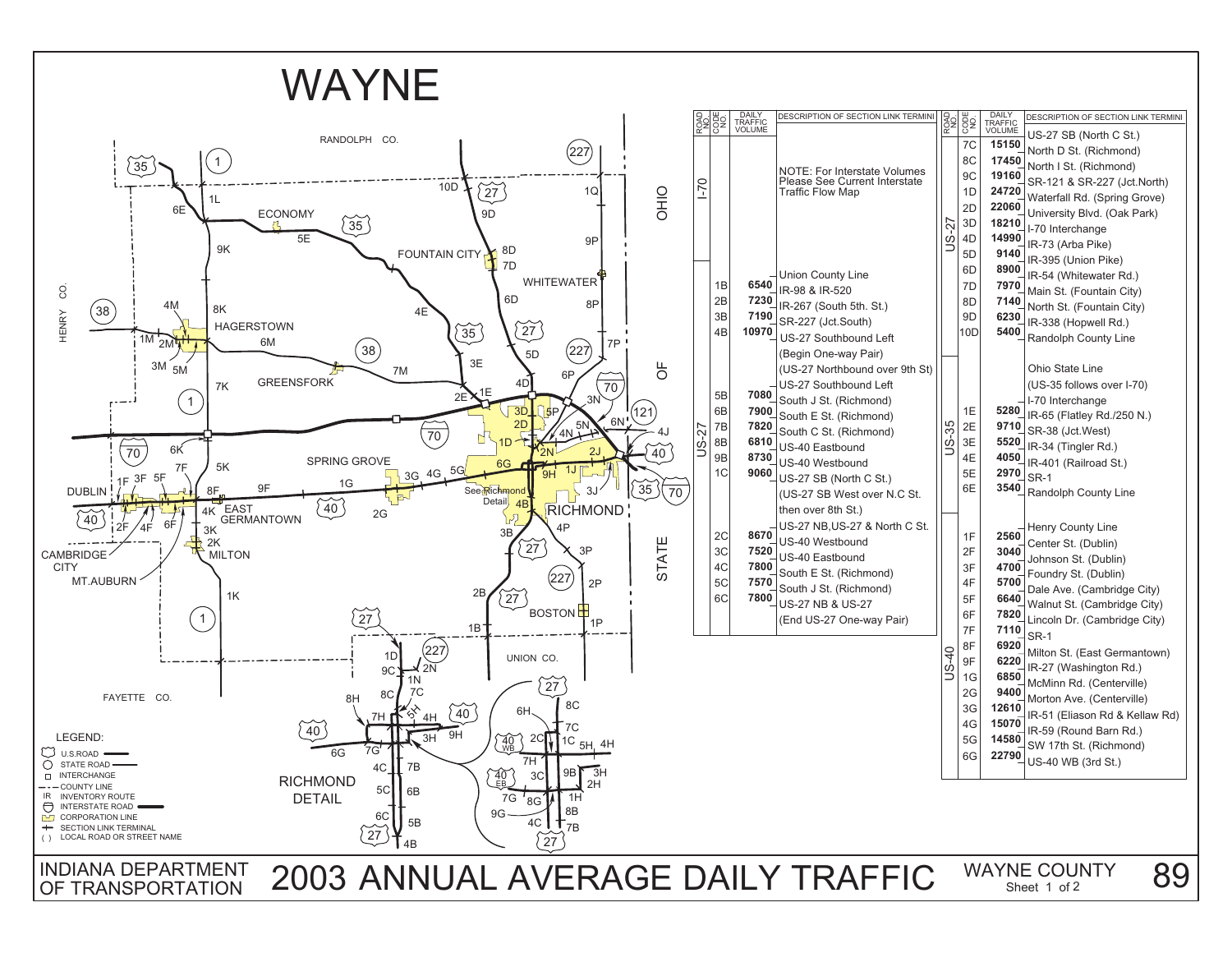# WAYNE

## 2003 ANNUAL AVERAGE DAILY TRAFFIC

INDIANA DEPARTMENT OF TRANSPORTATION

WAYNE COUNTY Sheet 1 of 2

| ROAD NO. | CODE NO. | DAILY TRAFFIC VOLUME | DESCRIPTION OF SECTION LINK TERMINI |
|---|---|---|---|
| I-70 | | | NOTE: For Interstate Volumes Please See Current Interstate Traffic Flow Map |
| US-27 | | | Union County Line |
| | 1B | 6540 | IR-98 & IR-520 |
| | 2B | 7230 | IR-267 (South 5th. St.) |
| | 3B | 7190 | SR-227 (Jct.South) |
| | 4B | 10970 | US-27 Southbound Left (Begin One-way Pair) (US-27 Northbound over 9th St) |
| | | | US-27 Southbound Left |
| | 5B | 7080 | South J St. (Richmond) |
| | 6B | 7900 | South E St. (Richmond) |
| | 7B | 7820 | South C St. (Richmond) |
| | 8B | 6810 | US-40 Eastbound |
| | 9B | 8730 | US-40 Westbound |
| | 1C | 9060 | US-27 SB (North C St.) (US-27 SB West over N.C St. then over 8th St.) |
| | | | US-27 NB,US-27 & North C St. |
| | 2C | 8670 | US-40 Westbound |
| | 3C | 7520 | US-40 Eastbound |
| | 4C | 7800 | South E St. (Richmond) |
| | 5C | 7570 | South J St. (Richmond) |
| | 6C | 7800 | US-27 NB & US-27 (End US-27 One-way Pair) |
| US-27 | | | US-27 SB (North C St.) |
| | 7C | 15150 | North D St. (Richmond) |
| | 8C | 17450 | North I St. (Richmond) |
| | 9C | 19160 | SR-121 & SR-227 (Jct.North) |
| | 1D | 24720 | Waterfall Rd. (Spring Grove) |
| | 2D | 22060 | University Blvd. (Oak Park) |
| | 3D | 18210 | I-70 Interchange |
| | 4D | 14990 | IR-73 (Arba Pike) |
| | 5D | 9140 | IR-395 (Union Pike) |
| | 6D | 8900 | IR-54 (Whitewater Rd.) |
| | 7D | 7970 | Main St. (Fountain City) |
| | 8D | 7140 | North St. (Fountain City) |
| | 9D | 6230 | IR-338 (Hopwell Rd.) |
| | 10D | 5400 | Randolph County Line |
| US-35 | | | Ohio State Line (US-35 follows over I-70) |
| | | | I-70 Interchange |
| | 1E | 5280 | IR-65 (Flatley Rd./250 N.) |
| | 2E | 9710 | SR-38 (Jct.West) |
| | 3E | 5520 | IR-34 (Tingler Rd.) |
| | 4E | 4050 | IR-401 (Railroad St.) |
| | 5E | 2970 | SR-1 |
| | 6E | 3540 | Randolph County Line |
| US-40 | | | Henry County Line |
| | 1F | 2560 | Center St. (Dublin) |
| | 2F | 3040 | Johnson St. (Dublin) |
| | 3F | 4700 | Foundry St. (Dublin) |
| | 4F | 5700 | Dale Ave. (Cambridge City) |
| | 5F | 6640 | Walnut St. (Cambridge City) |
| | 6F | 7820 | Lincoln Dr. (Cambridge City) |
| | 7F | 7110 | SR-1 |
| | 8F | 6920 | Milton St. (East Germantown) |
| | 9F | 6220 | IR-27 (Washington Rd.) |
| | 1G | 6850 | McMinn Rd. (Centerville) |
| | 2G | 9400 | Morton Ave. (Centerville) |
| | 3G | 12610 | IR-51 (Eliason Rd & Kellaw Rd) |
| | 4G | 15070 | IR-59 (Round Barn Rd.) |
| | 5G | 14580 | SW 17th St. (Richmond) |
| | 6G | 22790 | US-40 WB (3rd St.) |

LEGEND:
- U.S.ROAD
- STATE ROAD
- INTERCHANGE
- COUNTY LINE
- IR INVENTORY ROUTE
- INTERSTATE ROAD
- CORPORATION LINE
- SECTION LINK TERMINAL
- ( ) LOCAL ROAD OR STREET NAME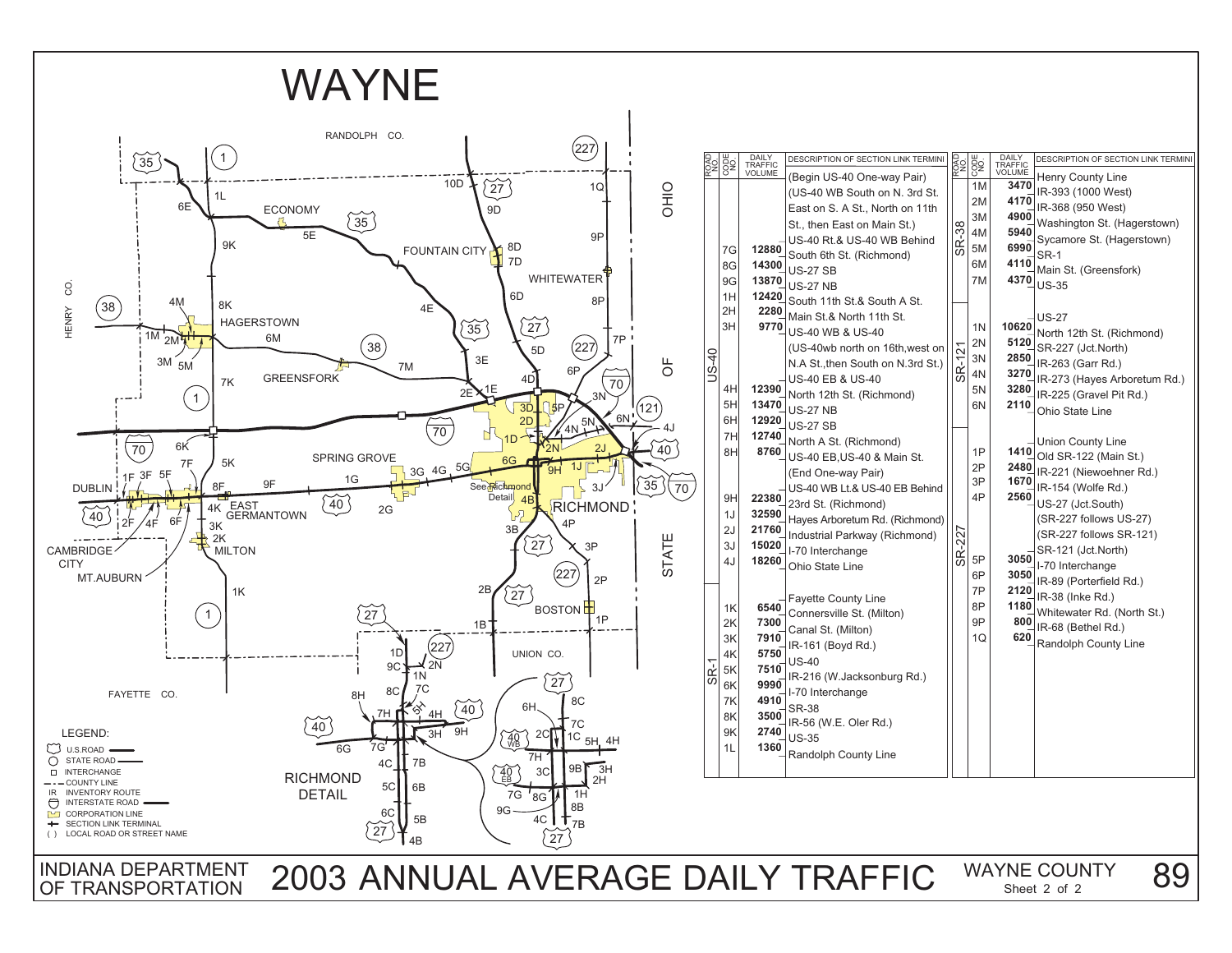# WAYNE

## 2003 ANNUAL AVERAGE DAILY TRAFFIC

INDIANA DEPARTMENT OF TRANSPORTATION

WAYNE COUNTY

Sheet 2 of 2

| ROAD NO. | CODE NO. | DAILY TRAFFIC VOLUME | DESCRIPTION OF SECTION LINK TERMINI |
|---|---|---|---|
| US-40 | | | (Begin US-40 One-way Pair) (US-40 WB South on N. 3rd St. East on S. A St., North on 11th St., then East on Main St.) US-40 Rt.& US-40 WB Behind |
| | 7G | 12880 | South 6th St. (Richmond) |
| | 8G | 14300 | US-27 SB |
| | 9G | 13870 | US-27 NB |
| | 1H | 12420 | South 11th St.& South A St. |
| | 2H | 2280 | Main St.& North 11th St. |
| | 3H | 9770 | US-40 WB & US-40 |
| | | | (US-40wb north on 16th,west on N.A St.,then South on N.3rd St.) US-40 EB & US-40 |
| | 4H | 12390 | North 12th St. (Richmond) |
| | 5H | 13470 | US-27 NB |
| | 6H | 12920 | US-27 SB |
| | 7H | 12740 | North A St. (Richmond) |
| | 8H | 8760 | US-40 EB,US-40 & Main St. (End One-way Pair) US-40 WB Lt.& US-40 EB Behind |
| | 9H | 22380 | 23rd St. (Richmond) |
| | 1J | 32590 | Hayes Arboretum Rd. (Richmond) |
| | 2J | 21760 | Industrial Parkway (Richmond) |
| | 3J | 15020 | I-70 Interchange |
| | 4J | 18260 | Ohio State Line |
| SR-1 | | | Fayette County Line |
| | 1K | 6540 | Connersville St. (Milton) |
| | 2K | 7300 | Canal St. (Milton) |
| | 3K | 7910 | IR-161 (Boyd Rd.) |
| | 4K | 5750 | US-40 |
| | 5K | 7510 | IR-216 (W.Jacksonburg Rd.) |
| | 6K | 9990 | I-70 Interchange |
| | 7K | 4910 | SR-38 |
| | 8K | 3500 | IR-56 (W.E. Oler Rd.) |
| | 9K | 2740 | US-35 |
| | 1L | 1360 | Randolph County Line |

| ROAD NO. | CODE NO. | DAILY TRAFFIC VOLUME | DESCRIPTION OF SECTION LINK TERMINI |
|---|---|---|---|
| SR-38 | | | Henry County Line |
| | 1M | 3470 | IR-393 (1000 West) |
| | 2M | 4170 | IR-368 (950 West) |
| | 3M | 4900 | Washington St. (Hagerstown) |
| | 4M | 5940 | Sycamore St. (Hagerstown) |
| | 5M | 6990 | SR-1 |
| | 6M | 4110 | Main St. (Greensfork) |
| | 7M | 4370 | US-35 |
| SR-121 | | | US-27 |
| | 1N | 10620 | North 12th St. (Richmond) |
| | 2N | 5120 | SR-227 (Jct.North) |
| | 3N | 2850 | IR-263 (Garr Rd.) |
| | 4N | 3270 | IR-273 (Hayes Arboretum Rd.) |
| | 5N | 3280 | IR-225 (Gravel Pit Rd.) |
| | 6N | 2110 | Ohio State Line |
| SR-227 | | | Union County Line |
| | 1P | 1410 | Old SR-122 (Main St.) |
| | 2P | 2480 | IR-221 (Niewoehner Rd.) |
| | 3P | 1670 | IR-154 (Wolfe Rd.) |
| | 4P | 2560 | US-27 (Jct.South) (SR-227 follows US-27) (SR-227 follows SR-121) SR-121 (Jct.North) |
| | 5P | 3050 | I-70 Interchange |
| | 6P | 3050 | IR-89 (Porterfield Rd.) |
| | 7P | 2120 | IR-38 (Inke Rd.) |
| | 8P | 1180 | Whitewater Rd. (North St.) |
| | 9P | 800 | IR-68 (Bethel Rd.) |
| | 1Q | 620 | Randolph County Line |

LEGEND:
- U.S.ROAD
- STATE ROAD
- INTERCHANGE
- COUNTY LINE
- IR INVENTORY ROUTE
- INTERSTATE ROAD
- CORPORATION LINE
- SECTION LINK TERMINAL
- ( ) LOCAL ROAD OR STREET NAME

RANDOLPH CO. HENRY CO. FAYETTE CO. UNION CO. OHIO STATE

ECONOMY, FOUNTAIN CITY, WHITEWATER, HAGERSTOWN, GREENSFORK, SPRING GROVE, DUBLIN, EAST GERMANTOWN, CAMBRIDGE CITY, MT.AUBURN, MILTON, RICHMOND, BOSTON

See Richmond Detail

RICHMOND DETAIL